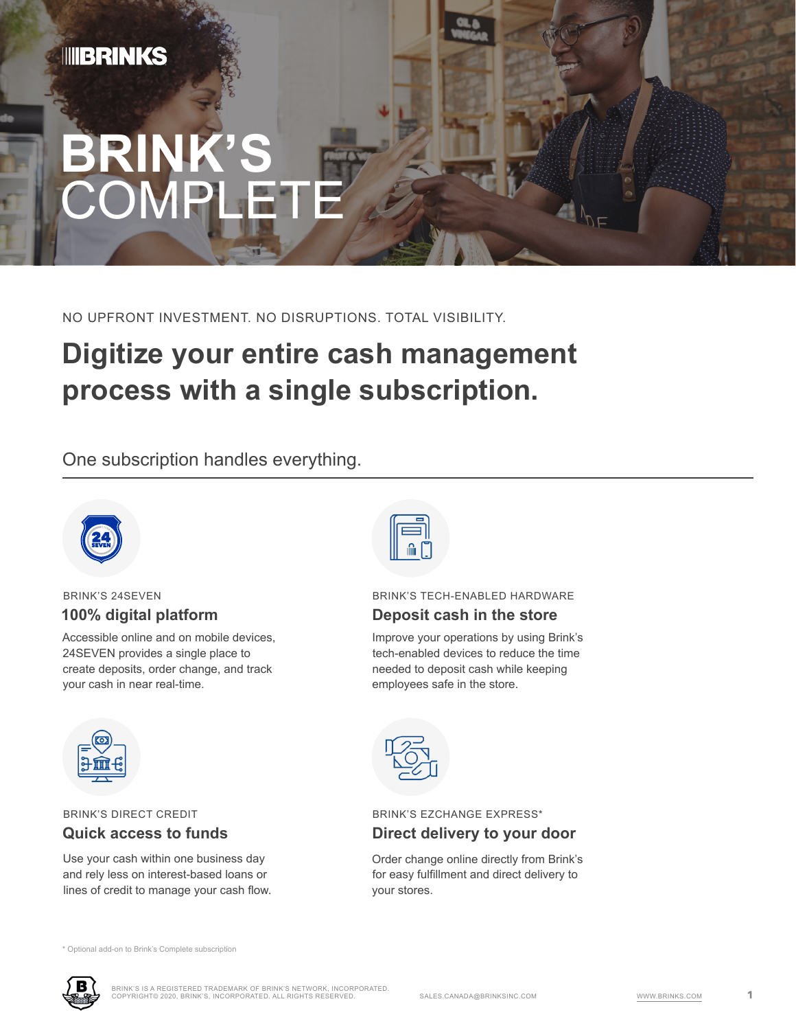# BRINK'S COMPLETE

NO UPFRONT INVESTMENT. NO DISRUPTIONS. TOTAL VISIBILITY.

## Digitize your entire cash management process with a single subscription.

One subscription handles everything.

BRINK'S 24SEVEN

### 100% digital platform

Accessible online and on mobile devices, 24SEVEN provides a single place to create deposits, order change, and track your cash in near real-time.

BRINK'S TECH-ENABLED HARDWARE

### Deposit cash in the store

Improve your operations by using Brink's tech-enabled devices to reduce the time needed to deposit cash while keeping employees safe in the store.

BRINK'S DIRECT CREDIT

### Quick access to funds

Use your cash within one business day and rely less on interest-based loans or lines of credit to manage your cash flow.

BRINK'S EZCHANGE EXPRESS*

### Direct delivery to your door

Order change online directly from Brink's for easy fulfillment and direct delivery to your stores.

* Optional add-on to Brink's Complete subscription

BRINK'S IS A REGISTERED TRADEMARK OF BRINK'S NETWORK, INCORPORATED. COPYRIGHT© 2020, BRINK'S, INCORPORATED. ALL RIGHTS RESERVED.

SALES.CANADA@BRINKSINC.COM

WWW.BRINKS.COM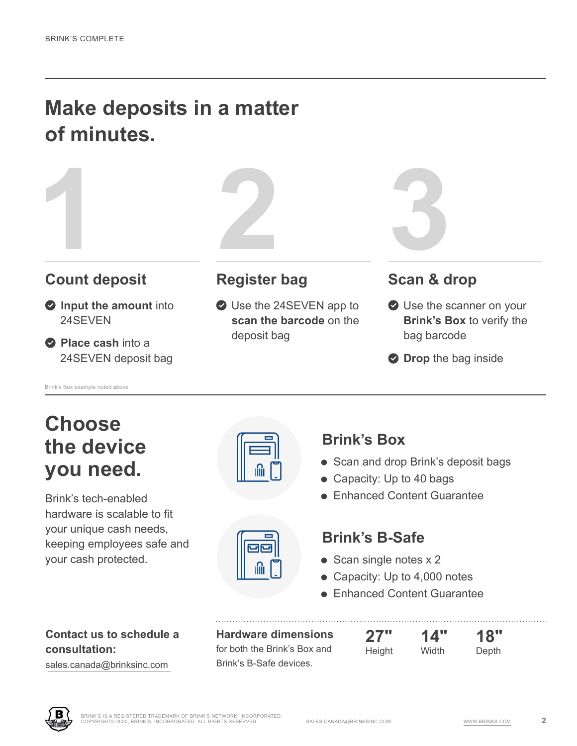# Make deposits in a matter of minutes.

1

## Count deposit

- **Input the amount** into 24SEVEN
- **Place cash** into a 24SEVEN deposit bag

2

## Register bag

- Use the 24SEVEN app to **scan the barcode** on the deposit bag

3

## Scan & drop

- Use the scanner on your **Brink's Box** to verify the bag barcode
- **Drop** the bag inside

Brink's Box example noted above

# Choose the device you need.

Brink's tech-enabled hardware is scalable to fit your unique cash needs, keeping employees safe and your cash protected.

## Brink's Box

- Scan and drop Brink's deposit bags
- Capacity: Up to 40 bags
- Enhanced Content Guarantee

## Brink's B-Safe

- Scan single notes x 2
- Capacity: Up to 4,000 notes
- Enhanced Content Guarantee

**Contact us to schedule a consultation:**

sales.canada@brinksinc.com

**Hardware dimensions**

for both the Brink's Box and Brink's B-Safe devices.

| 27" | 14" | 18" |
|---|---|---|
| Height | Width | Depth |

BRINK'S IS A REGISTERED TRADEMARK OF BRINK'S NETWORK, INCORPORATED.
COPYRIGHT© 2020, BRINK'S, INCORPORATED. ALL RIGHTS RESERVED.

SALES.CANADA@BRINKSINC.COM

WWW.BRINKS.COM